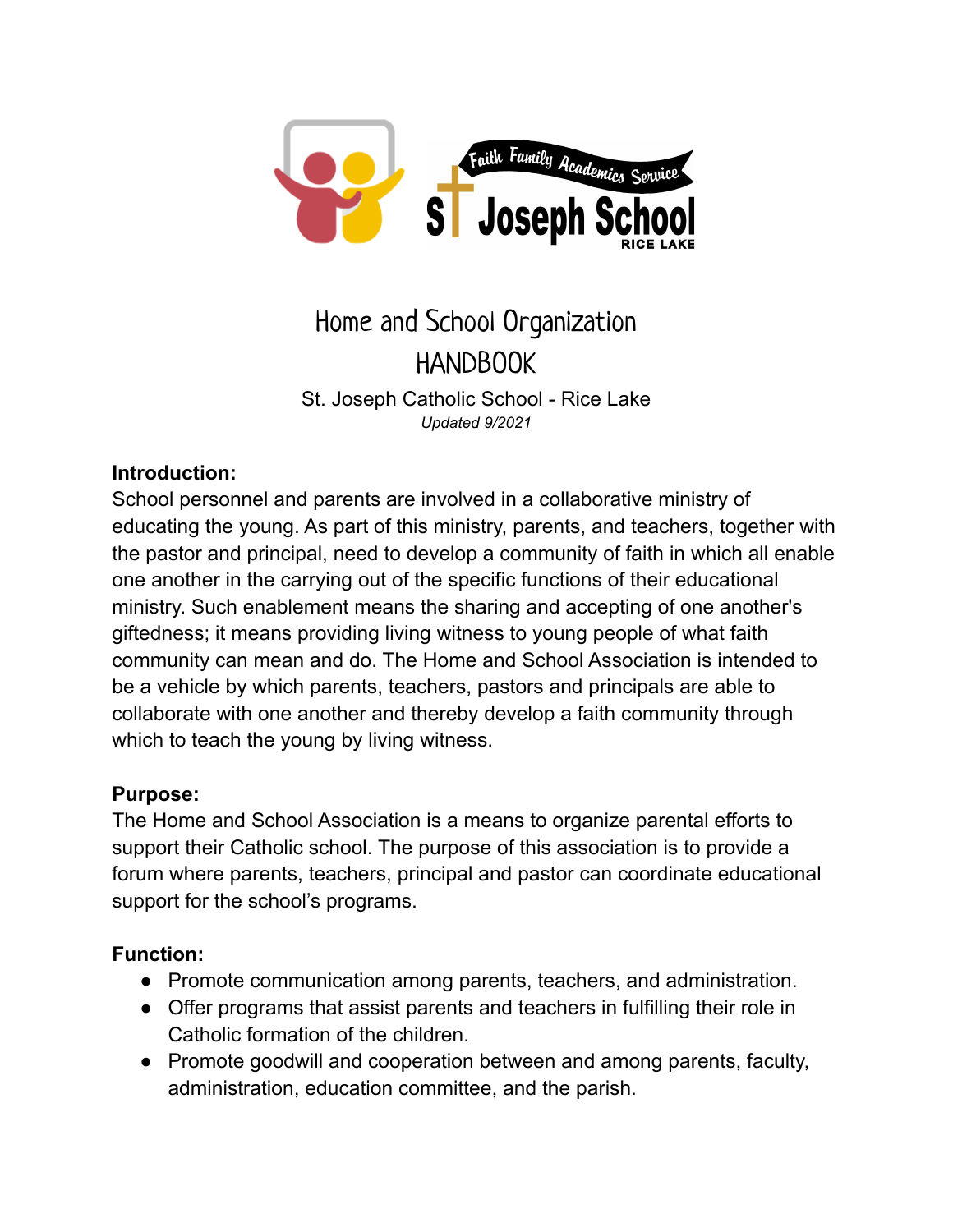# Home and School Organization HANDBOOK

St. Joseph Catholic School - Rice Lake

*Updated 9/2021*

**Introduction:**

School personnel and parents are involved in a collaborative ministry of educating the young. As part of this ministry, parents, and teachers, together with the pastor and principal, need to develop a community of faith in which all enable one another in the carrying out of the specific functions of their educational ministry. Such enablement means the sharing and accepting of one another's giftedness; it means providing living witness to young people of what faith community can mean and do. The Home and School Association is intended to be a vehicle by which parents, teachers, pastors and principals are able to collaborate with one another and thereby develop a faith community through which to teach the young by living witness.

**Purpose:**

The Home and School Association is a means to organize parental efforts to support their Catholic school. The purpose of this association is to provide a forum where parents, teachers, principal and pastor can coordinate educational support for the school's programs.

**Function:**

- Promote communication among parents, teachers, and administration.
- Offer programs that assist parents and teachers in fulfilling their role in Catholic formation of the children.
- Promote goodwill and cooperation between and among parents, faculty, administration, education committee, and the parish.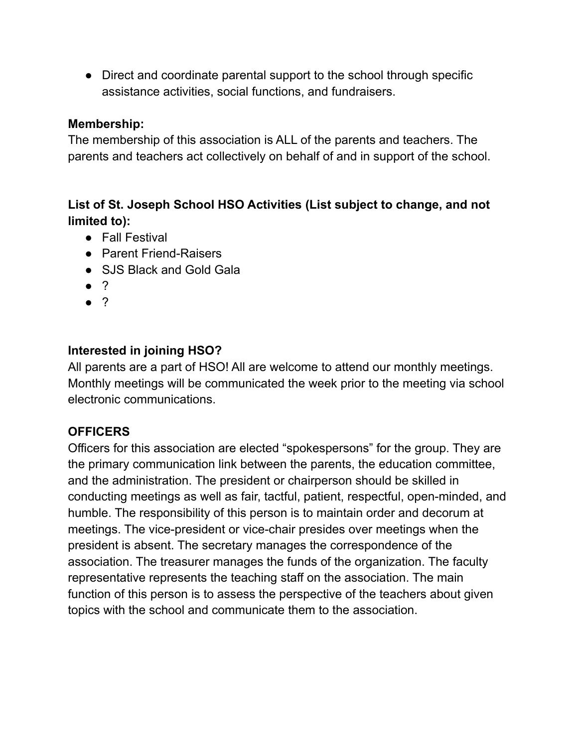- Direct and coordinate parental support to the school through specific assistance activities, social functions, and fundraisers.

**Membership:**
The membership of this association is ALL of the parents and teachers. The parents and teachers act collectively on behalf of and in support of the school.

**List of St. Joseph School HSO Activities (List subject to change, and not limited to):**

- Fall Festival
- Parent Friend-Raisers
- SJS Black and Gold Gala
- ?
- ?

**Interested in joining HSO?**
All parents are a part of HSO! All are welcome to attend our monthly meetings. Monthly meetings will be communicated the week prior to the meeting via school electronic communications.

**OFFICERS**
Officers for this association are elected "spokespersons" for the group. They are the primary communication link between the parents, the education committee, and the administration. The president or chairperson should be skilled in conducting meetings as well as fair, tactful, patient, respectful, open-minded, and humble. The responsibility of this person is to maintain order and decorum at meetings. The vice-president or vice-chair presides over meetings when the president is absent. The secretary manages the correspondence of the association. The treasurer manages the funds of the organization. The faculty representative represents the teaching staff on the association. The main function of this person is to assess the perspective of the teachers about given topics with the school and communicate them to the association.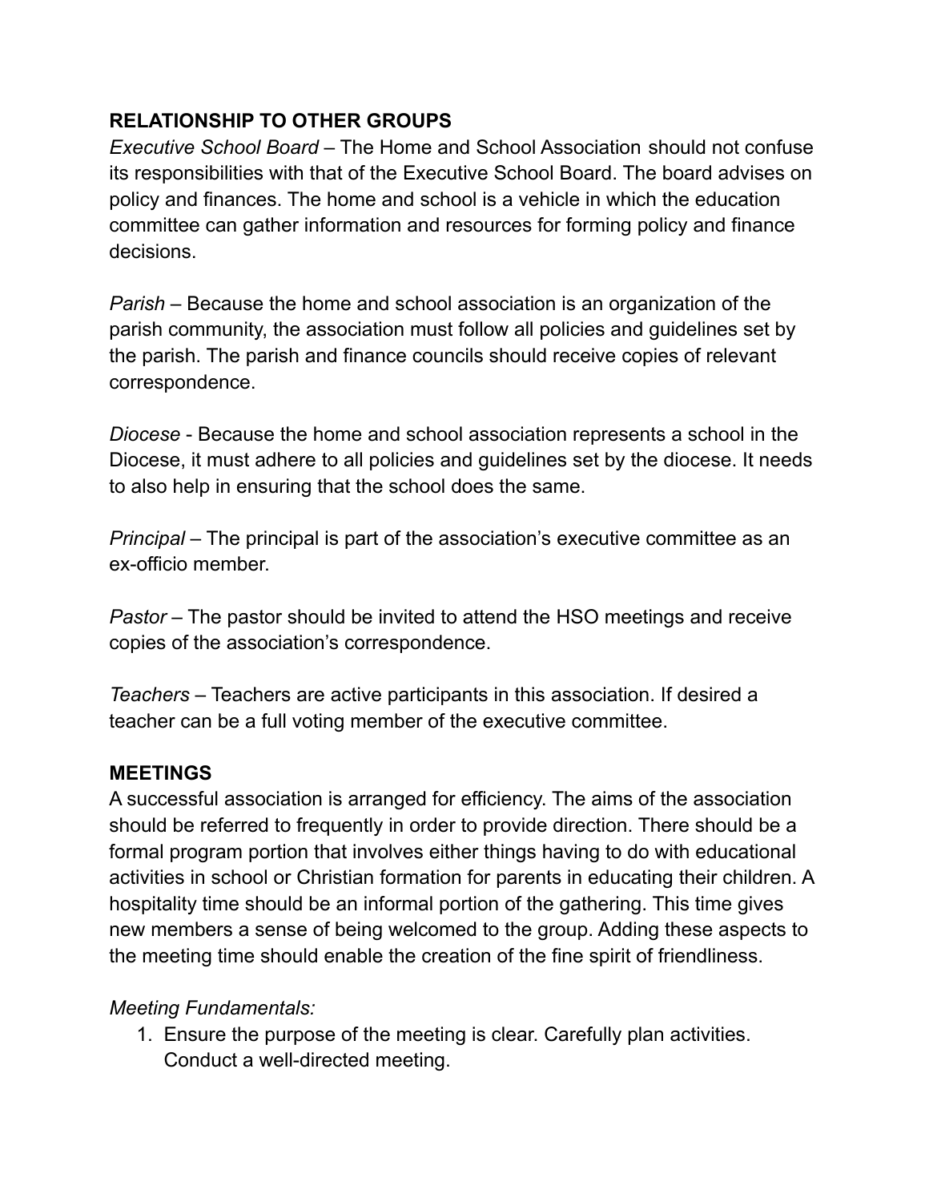**RELATIONSHIP TO OTHER GROUPS**

*Executive School Board* – The Home and School Association should not confuse its responsibilities with that of the Executive School Board. The board advises on policy and finances. The home and school is a vehicle in which the education committee can gather information and resources for forming policy and finance decisions.

*Parish* – Because the home and school association is an organization of the parish community, the association must follow all policies and guidelines set by the parish. The parish and finance councils should receive copies of relevant correspondence.

*Diocese* - Because the home and school association represents a school in the Diocese, it must adhere to all policies and guidelines set by the diocese. It needs to also help in ensuring that the school does the same.

*Principal* – The principal is part of the association's executive committee as an ex-officio member.

*Pastor* – The pastor should be invited to attend the HSO meetings and receive copies of the association's correspondence.

*Teachers* – Teachers are active participants in this association. If desired a teacher can be a full voting member of the executive committee.

**MEETINGS**

A successful association is arranged for efficiency. The aims of the association should be referred to frequently in order to provide direction. There should be a formal program portion that involves either things having to do with educational activities in school or Christian formation for parents in educating their children. A hospitality time should be an informal portion of the gathering. This time gives new members a sense of being welcomed to the group. Adding these aspects to the meeting time should enable the creation of the fine spirit of friendliness.

*Meeting Fundamentals:*

1. Ensure the purpose of the meeting is clear. Carefully plan activities. Conduct a well-directed meeting.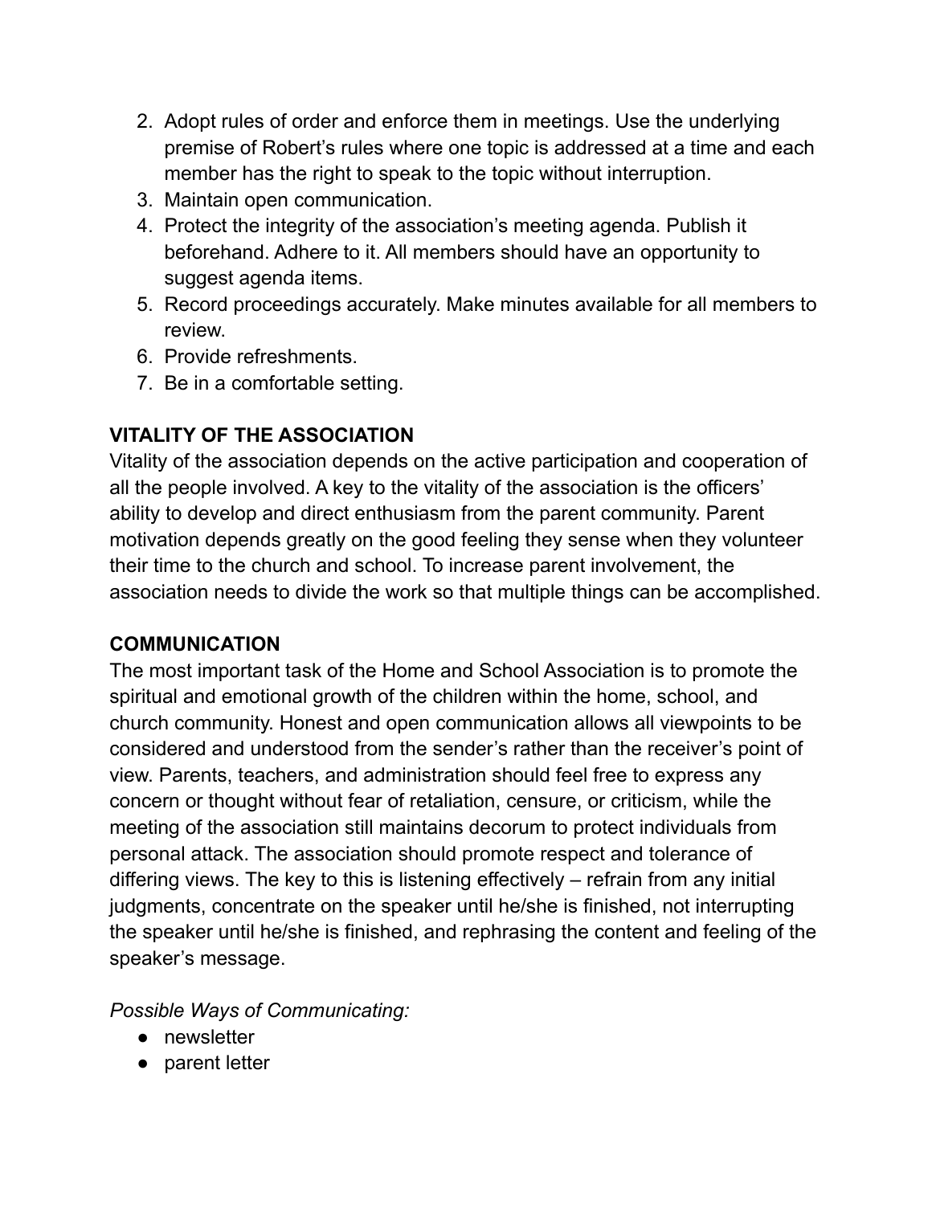2. Adopt rules of order and enforce them in meetings. Use the underlying premise of Robert's rules where one topic is addressed at a time and each member has the right to speak to the topic without interruption.
3. Maintain open communication.
4. Protect the integrity of the association's meeting agenda. Publish it beforehand. Adhere to it. All members should have an opportunity to suggest agenda items.
5. Record proceedings accurately. Make minutes available for all members to review.
6. Provide refreshments.
7. Be in a comfortable setting.

**VITALITY OF THE ASSOCIATION**

Vitality of the association depends on the active participation and cooperation of all the people involved. A key to the vitality of the association is the officers' ability to develop and direct enthusiasm from the parent community. Parent motivation depends greatly on the good feeling they sense when they volunteer their time to the church and school. To increase parent involvement, the association needs to divide the work so that multiple things can be accomplished.

**COMMUNICATION**

The most important task of the Home and School Association is to promote the spiritual and emotional growth of the children within the home, school, and church community. Honest and open communication allows all viewpoints to be considered and understood from the sender's rather than the receiver's point of view. Parents, teachers, and administration should feel free to express any concern or thought without fear of retaliation, censure, or criticism, while the meeting of the association still maintains decorum to protect individuals from personal attack. The association should promote respect and tolerance of differing views. The key to this is listening effectively – refrain from any initial judgments, concentrate on the speaker until he/she is finished, not interrupting the speaker until he/she is finished, and rephrasing the content and feeling of the speaker's message.

*Possible Ways of Communicating:*

- newsletter
- parent letter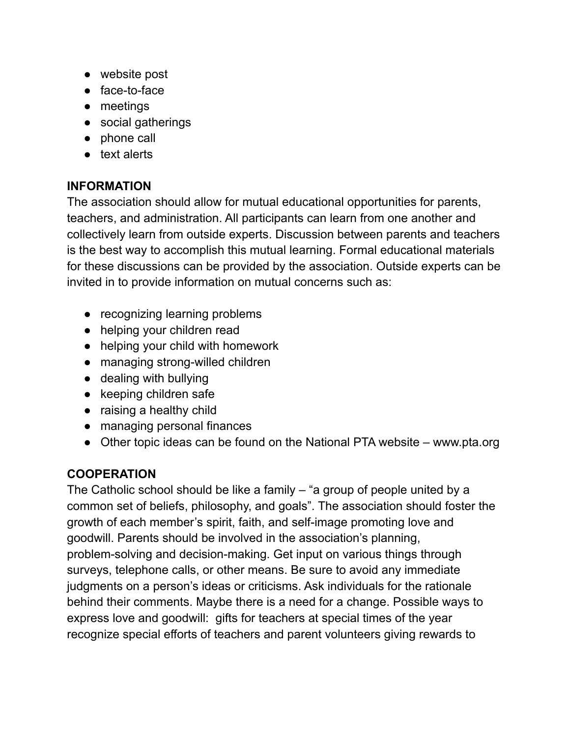- website post
- face-to-face
- meetings
- social gatherings
- phone call
- text alerts

**INFORMATION**

The association should allow for mutual educational opportunities for parents, teachers, and administration. All participants can learn from one another and collectively learn from outside experts. Discussion between parents and teachers is the best way to accomplish this mutual learning. Formal educational materials for these discussions can be provided by the association. Outside experts can be invited in to provide information on mutual concerns such as:

- recognizing learning problems
- helping your children read
- helping your child with homework
- managing strong-willed children
- dealing with bullying
- keeping children safe
- raising a healthy child
- managing personal finances
- Other topic ideas can be found on the National PTA website – www.pta.org

**COOPERATION**

The Catholic school should be like a family – "a group of people united by a common set of beliefs, philosophy, and goals". The association should foster the growth of each member's spirit, faith, and self-image promoting love and goodwill. Parents should be involved in the association's planning, problem-solving and decision-making. Get input on various things through surveys, telephone calls, or other means. Be sure to avoid any immediate judgments on a person's ideas or criticisms. Ask individuals for the rationale behind their comments. Maybe there is a need for a change. Possible ways to express love and goodwill: gifts for teachers at special times of the year recognize special efforts of teachers and parent volunteers giving rewards to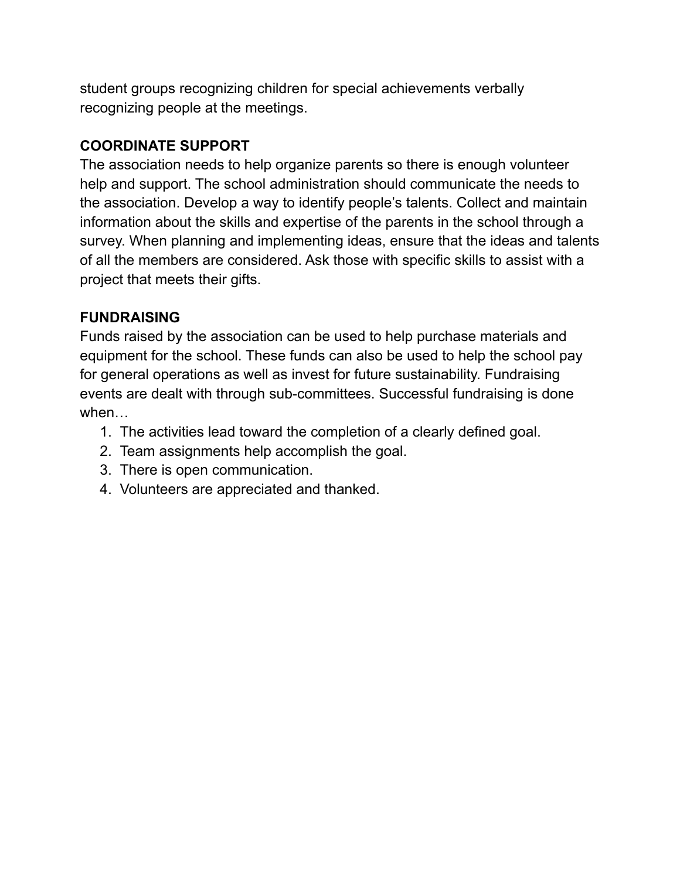student groups recognizing children for special achievements verbally recognizing people at the meetings.

**COORDINATE SUPPORT**

The association needs to help organize parents so there is enough volunteer help and support. The school administration should communicate the needs to the association. Develop a way to identify people's talents. Collect and maintain information about the skills and expertise of the parents in the school through a survey. When planning and implementing ideas, ensure that the ideas and talents of all the members are considered. Ask those with specific skills to assist with a project that meets their gifts.

**FUNDRAISING**

Funds raised by the association can be used to help purchase materials and equipment for the school. These funds can also be used to help the school pay for general operations as well as invest for future sustainability. Fundraising events are dealt with through sub-committees. Successful fundraising is done when…

1. The activities lead toward the completion of a clearly defined goal.
2. Team assignments help accomplish the goal.
3. There is open communication.
4. Volunteers are appreciated and thanked.